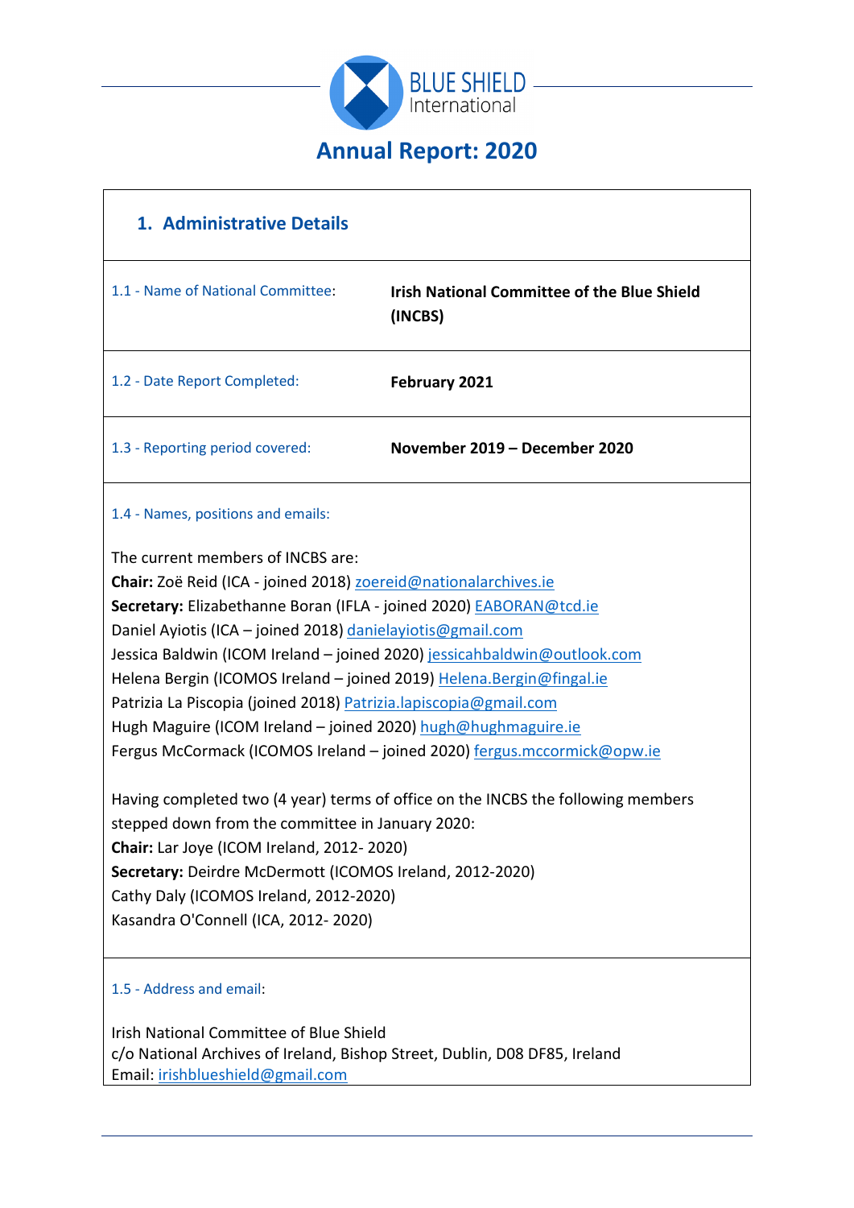# Annual Report: 2020

## 1. Administrative Details

| | |
|---|---|
| 1.1 - Name of National Committee: | **Irish National Committee of the Blue Shield (INCBS)** |
| 1.2 - Date Report Completed: | **February 2021** |
| 1.3 - Reporting period covered: | **November 2019 – December 2020** |

### 1.4 - Names, positions and emails:

The current members of INCBS are:

**Chair:** Zoë Reid (ICA - joined 2018) zoereid@nationalarchives.ie
**Secretary:** Elizabethanne Boran (IFLA - joined 2020) EABORAN@tcd.ie
Daniel Ayiotis (ICA – joined 2018) danielayiotis@gmail.com
Jessica Baldwin (ICOM Ireland – joined 2020) jessicahbaldwin@outlook.com
Helena Bergin (ICOMOS Ireland – joined 2019) Helena.Bergin@fingal.ie
Patrizia La Piscopia (joined 2018) Patrizia.lapiscopia@gmail.com
Hugh Maguire (ICOM Ireland – joined 2020) hugh@hughmaguire.ie
Fergus McCormack (ICOMOS Ireland – joined 2020) fergus.mccormick@opw.ie

Having completed two (4 year) terms of office on the INCBS the following members stepped down from the committee in January 2020:

**Chair:** Lar Joye (ICOM Ireland, 2012- 2020)
**Secretary:** Deirdre McDermott (ICOMOS Ireland, 2012-2020)
Cathy Daly (ICOMOS Ireland, 2012-2020)
Kasandra O'Connell (ICA, 2012- 2020)

### 1.5 - Address and email:

Irish National Committee of Blue Shield
c/o National Archives of Ireland, Bishop Street, Dublin, D08 DF85, Ireland
Email: irishblueshield@gmail.com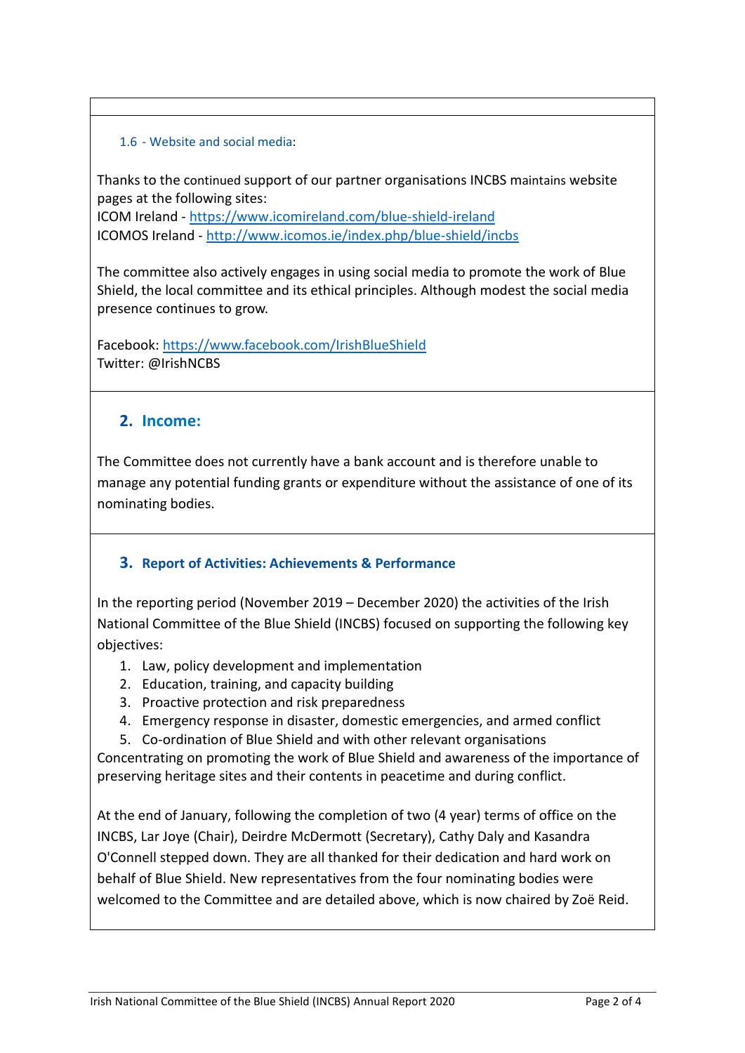### 1.6 - Website and social media:

Thanks to the continued support of our partner organisations INCBS maintains website pages at the following sites:
ICOM Ireland - https://www.icomireland.com/blue-shield-ireland
ICOMOS Ireland - http://www.icomos.ie/index.php/blue-shield/incbs

The committee also actively engages in using social media to promote the work of Blue Shield, the local committee and its ethical principles. Although modest the social media presence continues to grow.

Facebook: https://www.facebook.com/IrishBlueShield
Twitter: @IrishNCBS

## 2. Income:

The Committee does not currently have a bank account and is therefore unable to manage any potential funding grants or expenditure without the assistance of one of its nominating bodies.

## 3. Report of Activities: Achievements & Performance

In the reporting period (November 2019 – December 2020) the activities of the Irish National Committee of the Blue Shield (INCBS) focused on supporting the following key objectives:

1. Law, policy development and implementation
2. Education, training, and capacity building
3. Proactive protection and risk preparedness
4. Emergency response in disaster, domestic emergencies, and armed conflict
5. Co-ordination of Blue Shield and with other relevant organisations

Concentrating on promoting the work of Blue Shield and awareness of the importance of preserving heritage sites and their contents in peacetime and during conflict.

At the end of January, following the completion of two (4 year) terms of office on the INCBS, Lar Joye (Chair), Deirdre McDermott (Secretary), Cathy Daly and Kasandra O'Connell stepped down. They are all thanked for their dedication and hard work on behalf of Blue Shield. New representatives from the four nominating bodies were welcomed to the Committee and are detailed above, which is now chaired by Zoë Reid.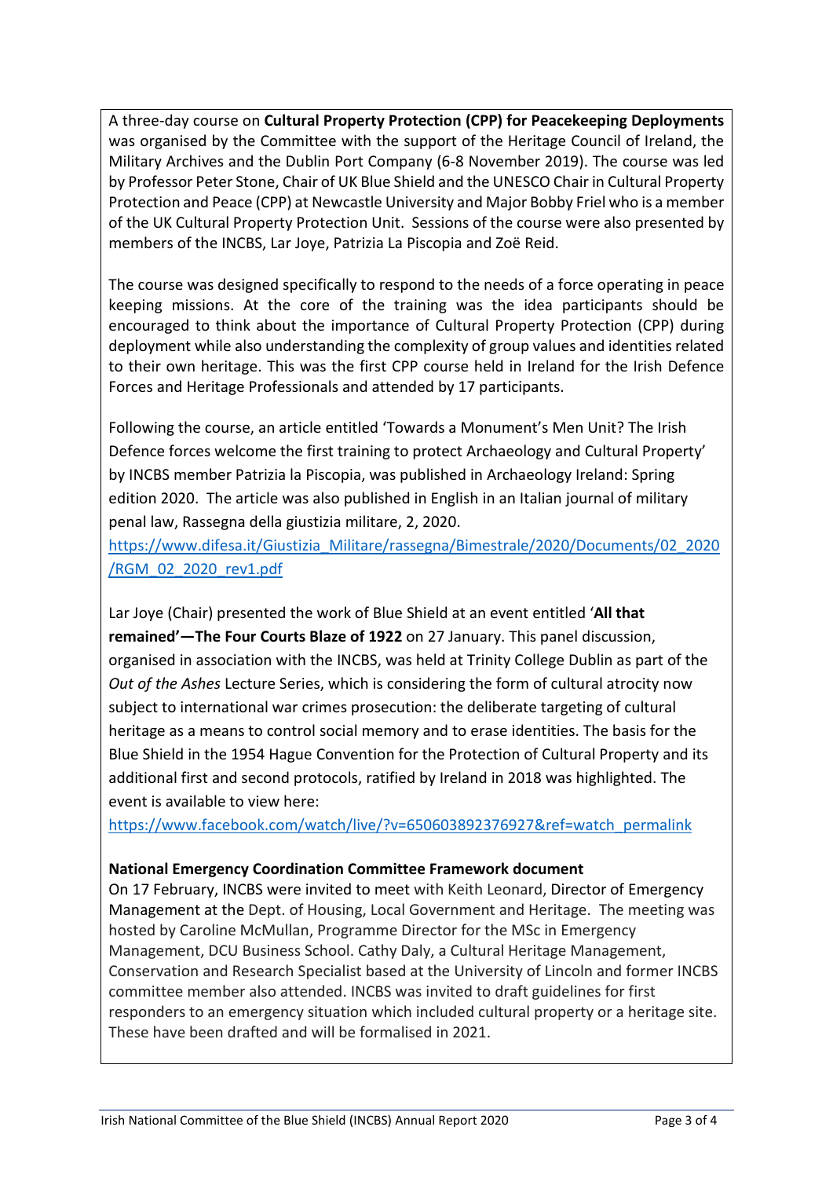A three-day course on **Cultural Property Protection (CPP) for Peacekeeping Deployments** was organised by the Committee with the support of the Heritage Council of Ireland, the Military Archives and the Dublin Port Company (6-8 November 2019). The course was led by Professor Peter Stone, Chair of UK Blue Shield and the UNESCO Chair in Cultural Property Protection and Peace (CPP) at Newcastle University and Major Bobby Friel who is a member of the UK Cultural Property Protection Unit. Sessions of the course were also presented by members of the INCBS, Lar Joye, Patrizia La Piscopia and Zoë Reid.

The course was designed specifically to respond to the needs of a force operating in peace keeping missions. At the core of the training was the idea participants should be encouraged to think about the importance of Cultural Property Protection (CPP) during deployment while also understanding the complexity of group values and identities related to their own heritage. This was the first CPP course held in Ireland for the Irish Defence Forces and Heritage Professionals and attended by 17 participants.

Following the course, an article entitled 'Towards a Monument's Men Unit? The Irish Defence forces welcome the first training to protect Archaeology and Cultural Property' by INCBS member Patrizia la Piscopia, was published in Archaeology Ireland: Spring edition 2020. The article was also published in English in an Italian journal of military penal law, Rassegna della giustizia militare, 2, 2020.
https://www.difesa.it/Giustizia_Militare/rassegna/Bimestrale/2020/Documents/02_2020/RGM_02_2020_rev1.pdf

Lar Joye (Chair) presented the work of Blue Shield at an event entitled '**All that remained'—The Four Courts Blaze of 1922** on 27 January. This panel discussion, organised in association with the INCBS, was held at Trinity College Dublin as part of the *Out of the Ashes* Lecture Series, which is considering the form of cultural atrocity now subject to international war crimes prosecution: the deliberate targeting of cultural heritage as a means to control social memory and to erase identities. The basis for the Blue Shield in the 1954 Hague Convention for the Protection of Cultural Property and its additional first and second protocols, ratified by Ireland in 2018 was highlighted. The event is available to view here:
https://www.facebook.com/watch/live/?v=650603892376927&ref=watch_permalink

**National Emergency Coordination Committee Framework document**

On 17 February, INCBS were invited to meet with Keith Leonard, Director of Emergency Management at the Dept. of Housing, Local Government and Heritage. The meeting was hosted by Caroline McMullan, Programme Director for the MSc in Emergency Management, DCU Business School. Cathy Daly, a Cultural Heritage Management, Conservation and Research Specialist based at the University of Lincoln and former INCBS committee member also attended. INCBS was invited to draft guidelines for first responders to an emergency situation which included cultural property or a heritage site. These have been drafted and will be formalised in 2021.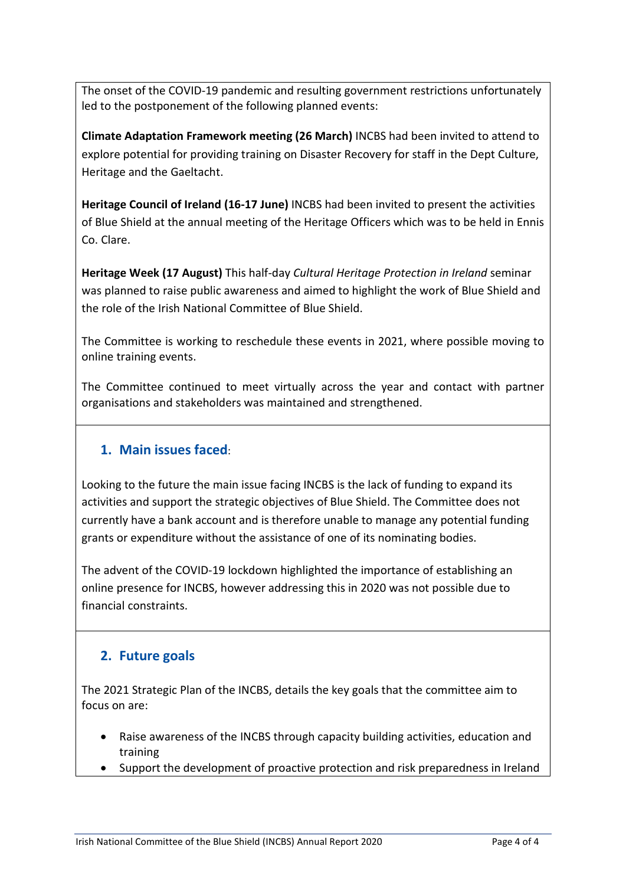The onset of the COVID-19 pandemic and resulting government restrictions unfortunately led to the postponement of the following planned events:

**Climate Adaptation Framework meeting (26 March)** INCBS had been invited to attend to explore potential for providing training on Disaster Recovery for staff in the Dept Culture, Heritage and the Gaeltacht.

**Heritage Council of Ireland (16-17 June)** INCBS had been invited to present the activities of Blue Shield at the annual meeting of the Heritage Officers which was to be held in Ennis Co. Clare.

**Heritage Week (17 August)** This half-day *Cultural Heritage Protection in Ireland* seminar was planned to raise public awareness and aimed to highlight the work of Blue Shield and the role of the Irish National Committee of Blue Shield.

The Committee is working to reschedule these events in 2021, where possible moving to online training events.

The Committee continued to meet virtually across the year and contact with partner organisations and stakeholders was maintained and strengthened.

## 1. Main issues faced:

Looking to the future the main issue facing INCBS is the lack of funding to expand its activities and support the strategic objectives of Blue Shield. The Committee does not currently have a bank account and is therefore unable to manage any potential funding grants or expenditure without the assistance of one of its nominating bodies.

The advent of the COVID-19 lockdown highlighted the importance of establishing an online presence for INCBS, however addressing this in 2020 was not possible due to financial constraints.

## 2. Future goals

The 2021 Strategic Plan of the INCBS, details the key goals that the committee aim to focus on are:

- Raise awareness of the INCBS through capacity building activities, education and training
- Support the development of proactive protection and risk preparedness in Ireland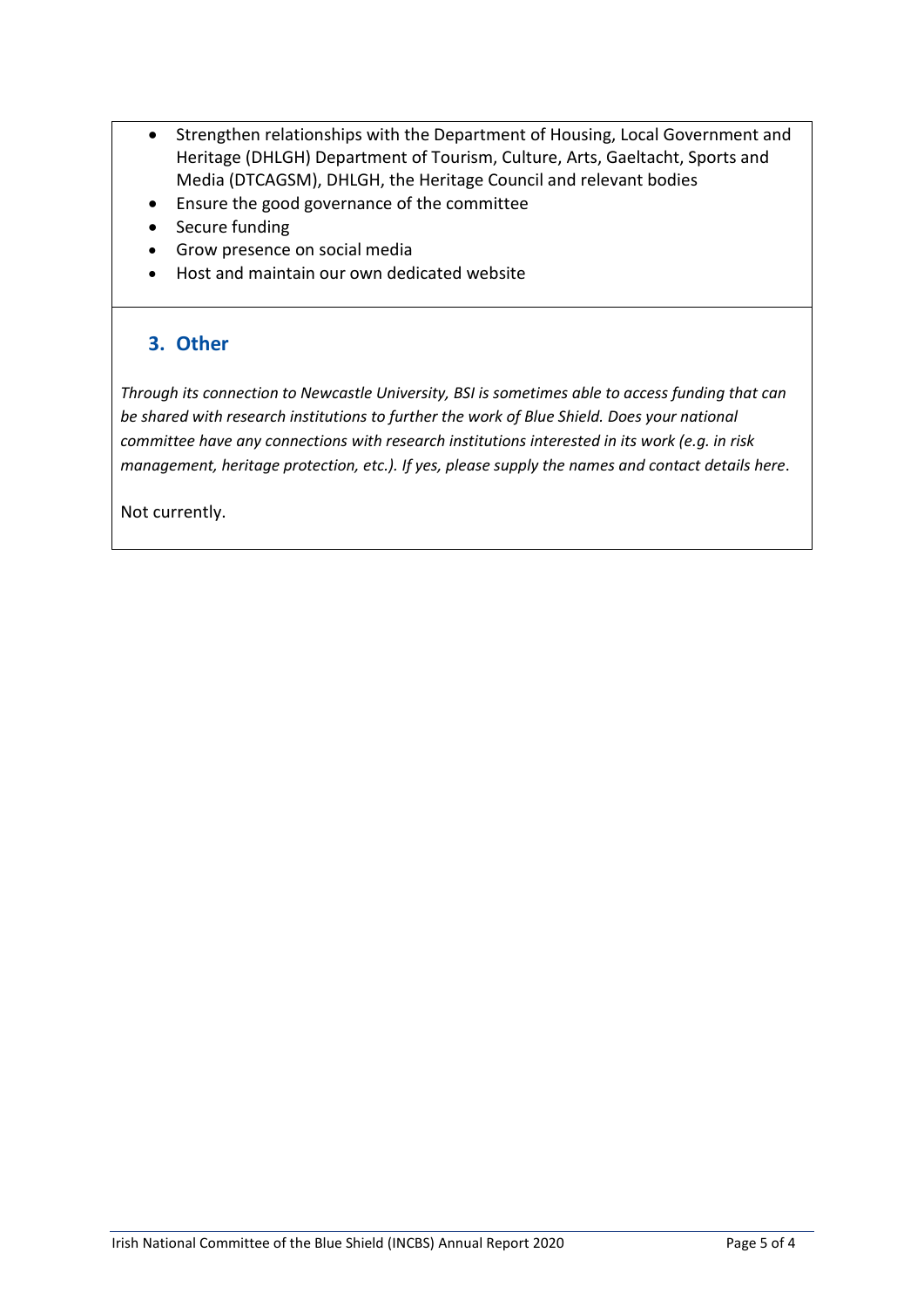- Strengthen relationships with the Department of Housing, Local Government and Heritage (DHLGH) Department of Tourism, Culture, Arts, Gaeltacht, Sports and Media (DTCAGSM), DHLGH, the Heritage Council and relevant bodies
- Ensure the good governance of the committee
- Secure funding
- Grow presence on social media
- Host and maintain our own dedicated website

## 3. Other

*Through its connection to Newcastle University, BSI is sometimes able to access funding that can be shared with research institutions to further the work of Blue Shield. Does your national committee have any connections with research institutions interested in its work (e.g. in risk management, heritage protection, etc.). If yes, please supply the names and contact details here*.

Not currently.